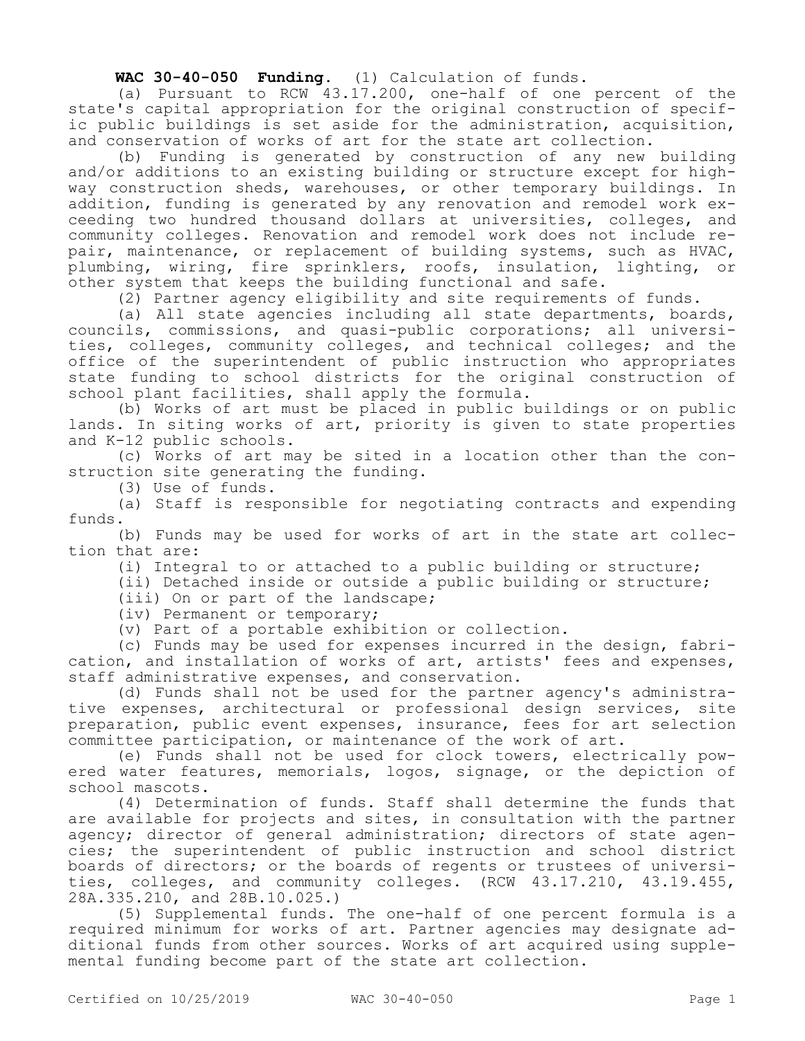**WAC 30-40-050 Funding.** (1) Calculation of funds.

(a) Pursuant to RCW 43.17.200, one-half of one percent of the state's capital appropriation for the original construction of specific public buildings is set aside for the administration, acquisition, and conservation of works of art for the state art collection.

(b) Funding is generated by construction of any new building and/or additions to an existing building or structure except for highway construction sheds, warehouses, or other temporary buildings. In addition, funding is generated by any renovation and remodel work exceeding two hundred thousand dollars at universities, colleges, and community colleges. Renovation and remodel work does not include repair, maintenance, or replacement of building systems, such as HVAC, plumbing, wiring, fire sprinklers, roofs, insulation, lighting, or other system that keeps the building functional and safe.

(2) Partner agency eligibility and site requirements of funds.

(a) All state agencies including all state departments, boards, councils, commissions, and quasi-public corporations; all universities, colleges, community colleges, and technical colleges; and the office of the superintendent of public instruction who appropriates state funding to school districts for the original construction of school plant facilities, shall apply the formula.

(b) Works of art must be placed in public buildings or on public lands. In siting works of art, priority is given to state properties and K-12 public schools.

(c) Works of art may be sited in a location other than the construction site generating the funding.

(3) Use of funds.

(a) Staff is responsible for negotiating contracts and expending funds.

(b) Funds may be used for works of art in the state art collection that are:

(i) Integral to or attached to a public building or structure;

(ii) Detached inside or outside a public building or structure;

(iii) On or part of the landscape;

(iv) Permanent or temporary;

(v) Part of a portable exhibition or collection.

(c) Funds may be used for expenses incurred in the design, fabrication, and installation of works of art, artists' fees and expenses, staff administrative expenses, and conservation.

(d) Funds shall not be used for the partner agency's administrative expenses, architectural or professional design services, site preparation, public event expenses, insurance, fees for art selection committee participation, or maintenance of the work of art.

(e) Funds shall not be used for clock towers, electrically powered water features, memorials, logos, signage, or the depiction of school mascots.

(4) Determination of funds. Staff shall determine the funds that are available for projects and sites, in consultation with the partner agency; director of general administration; directors of state agencies; the superintendent of public instruction and school district boards of directors; or the boards of regents or trustees of universities, colleges, and community colleges. (RCW 43.17.210, 43.19.455, 28A.335.210, and 28B.10.025.)

(5) Supplemental funds. The one-half of one percent formula is a required minimum for works of art. Partner agencies may designate additional funds from other sources. Works of art acquired using supplemental funding become part of the state art collection.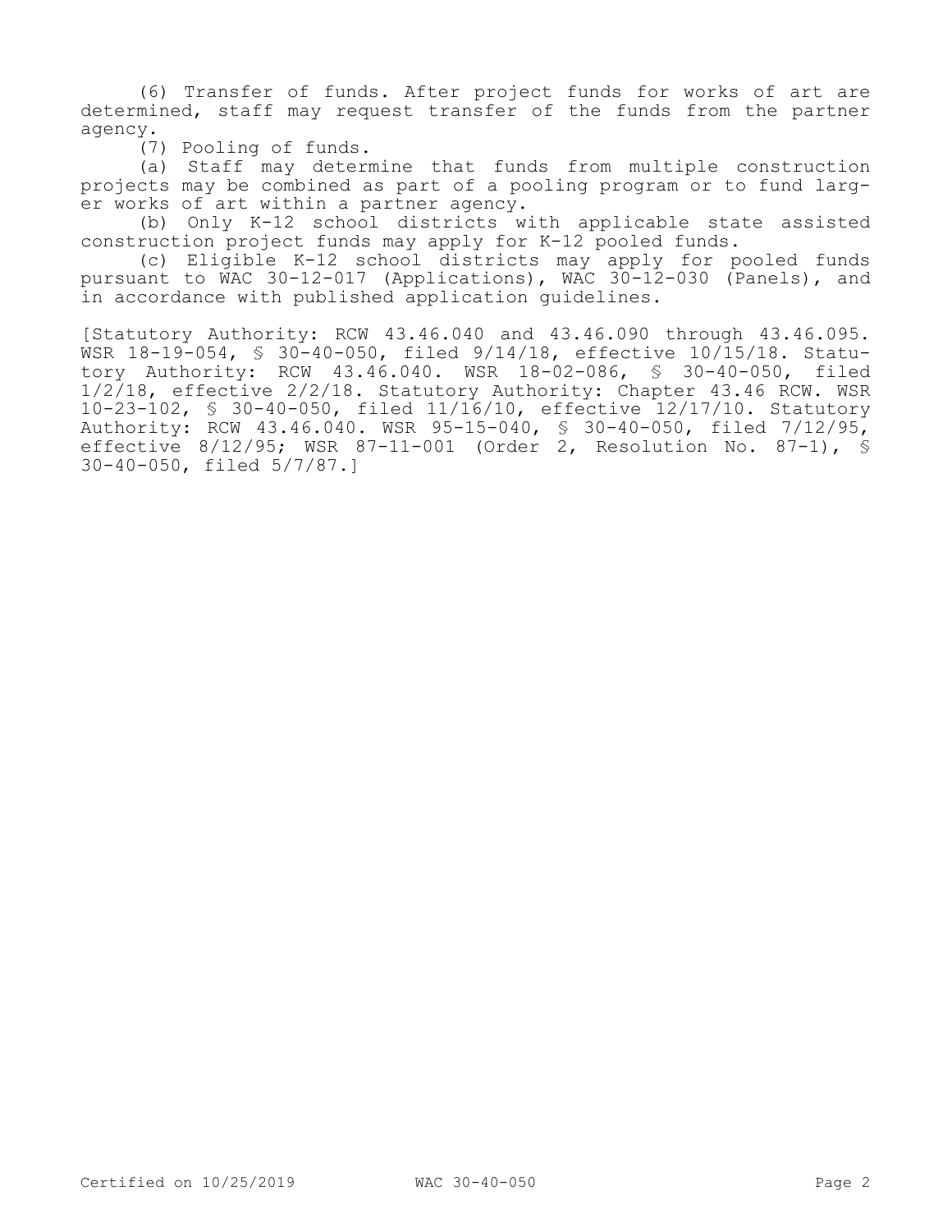(6) Transfer of funds. After project funds for works of art are determined, staff may request transfer of the funds from the partner agency.

(7) Pooling of funds.

(a) Staff may determine that funds from multiple construction projects may be combined as part of a pooling program or to fund larger works of art within a partner agency.

(b) Only K-12 school districts with applicable state assisted construction project funds may apply for K-12 pooled funds.

(c) Eligible K-12 school districts may apply for pooled funds pursuant to WAC 30-12-017 (Applications), WAC 30-12-030 (Panels), and in accordance with published application guidelines.

[Statutory Authority: RCW 43.46.040 and 43.46.090 through 43.46.095. WSR 18-19-054, § 30-40-050, filed 9/14/18, effective 10/15/18. Statutory Authority: RCW 43.46.040. WSR 18-02-086, § 30-40-050, filed 1/2/18, effective 2/2/18. Statutory Authority: Chapter 43.46 RCW. WSR 10-23-102, § 30-40-050, filed 11/16/10, effective 12/17/10. Statutory Authority: RCW 43.46.040. WSR 95-15-040, § 30-40-050, filed 7/12/95, effective 8/12/95; WSR 87-11-001 (Order 2, Resolution No. 87-1), § 30-40-050, filed 5/7/87.]